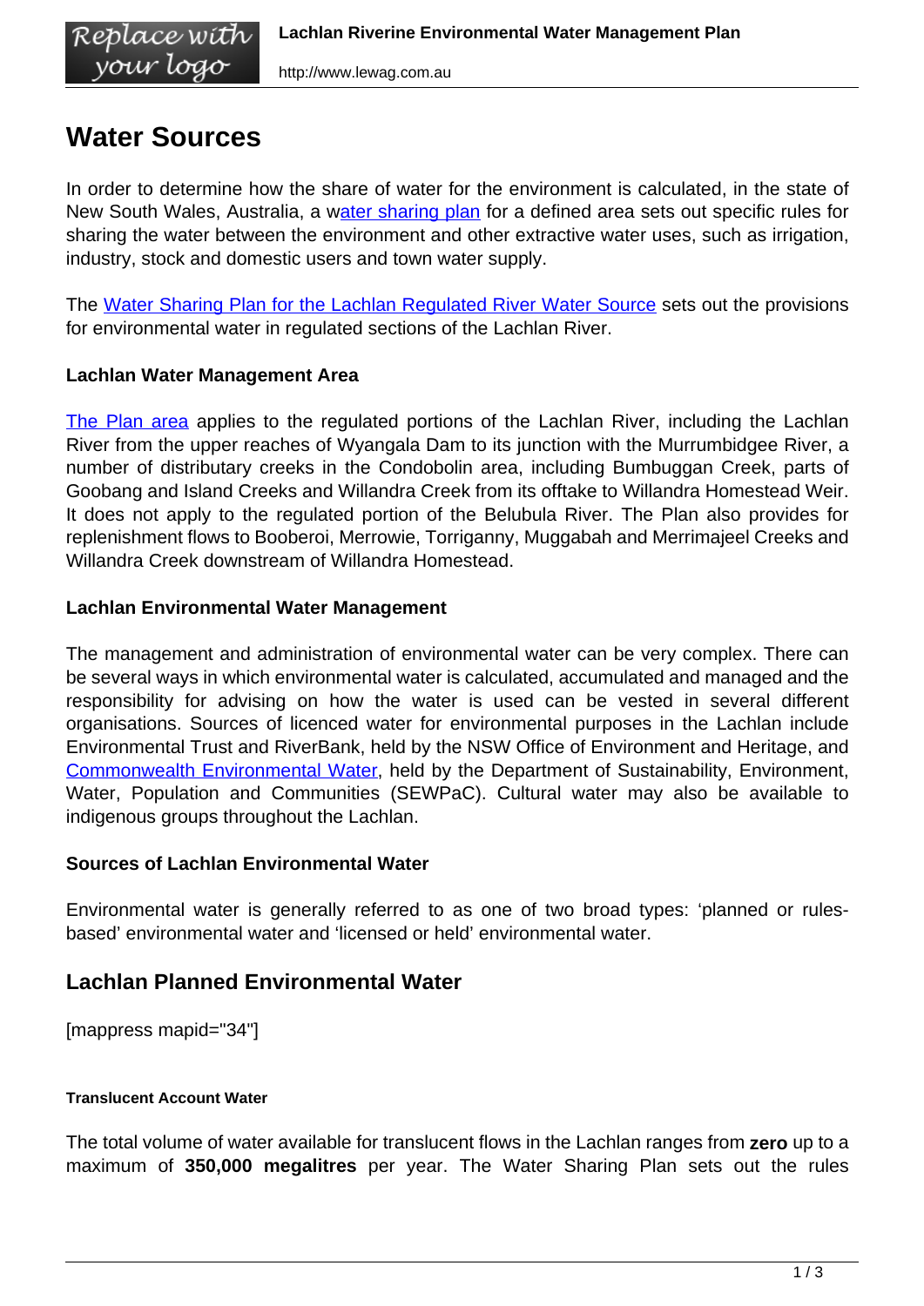# Water Sources

In order to determine how the share of water for the environment is calculated, in the state of New South Wales, Australia, a water sharing plan for a defined area sets out specific rules for sharing the water between the environment and other extractive water uses, such as irrigation, industry, stock and domestic users and town water supply.

The Water Sharing Plan for the Lachlan Regulated River Water Source sets out the provisions for environmental water in regulated sections of the Lachlan River.

### Lachlan Water Management Area

The Plan area applies to the regulated portions of the Lachlan River, including the Lachlan River from the upper reaches of Wyangala Dam to its junction with the Murrumbidgee River, a number of distributary creeks in the Condobolin area, including Bumbuggan Creek, parts of Goobang and Island Creeks and Willandra Creek from its offtake to Willandra Homestead Weir. It does not apply to the regulated portion of the Belubula River. The Plan also provides for replenishment flows to Booberoi, Merrowie, Torriganny, Muggabah and Merrimajeel Creeks and Willandra Creek downstream of Willandra Homestead.

### Lachlan Environmental Water Management

The management and administration of environmental water can be very complex. There can be several ways in which environmental water is calculated, accumulated and managed and the responsibility for advising on how the water is used can be vested in several different organisations. Sources of licenced water for environmental purposes in the Lachlan include Environmental Trust and RiverBank, held by the NSW Office of Environment and Heritage, and Commonwealth Environmental Water, held by the Department of Sustainability, Environment, Water, Population and Communities (SEWPaC). Cultural water may also be available to indigenous groups throughout the Lachlan.

### Sources of Lachlan Environmental Water

Environmental water is generally referred to as one of two broad types: 'planned or rules-based' environmental water and 'licensed or held' environmental water.

## Lachlan Planned Environmental Water

[mappress mapid="34"]

#### Translucent Account Water

The total volume of water available for translucent flows in the Lachlan ranges from **zero** up to a maximum of **350,000 megalitres** per year. The Water Sharing Plan sets out the rules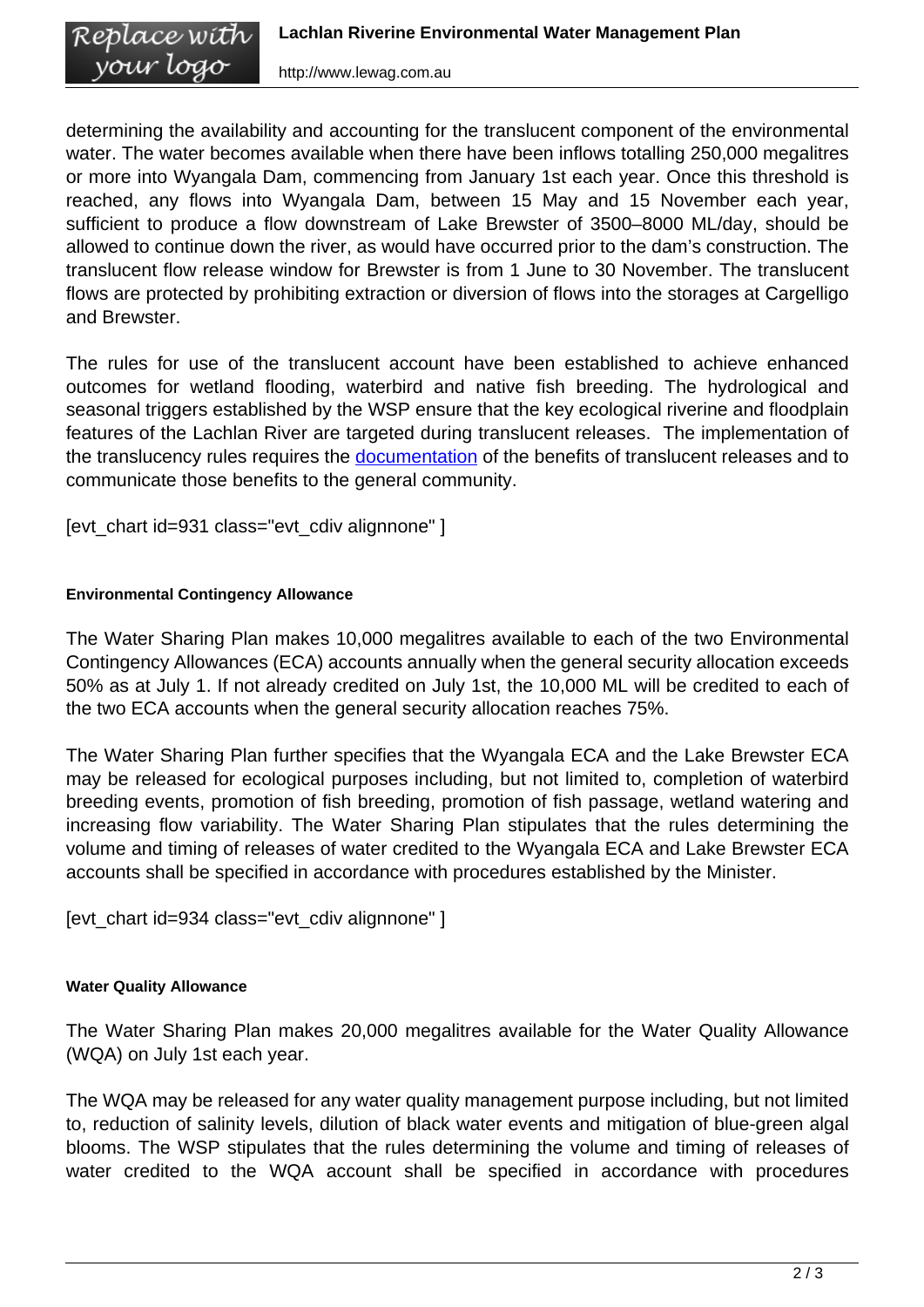determining the availability and accounting for the translucent component of the environmental water. The water becomes available when there have been inflows totalling 250,000 megalitres or more into Wyangala Dam, commencing from January 1st each year. Once this threshold is reached, any flows into Wyangala Dam, between 15 May and 15 November each year, sufficient to produce a flow downstream of Lake Brewster of 3500–8000 ML/day, should be allowed to continue down the river, as would have occurred prior to the dam's construction. The translucent flow release window for Brewster is from 1 June to 30 November. The translucent flows are protected by prohibiting extraction or diversion of flows into the storages at Cargelligo and Brewster.

The rules for use of the translucent account have been established to achieve enhanced outcomes for wetland flooding, waterbird and native fish breeding. The hydrological and seasonal triggers established by the WSP ensure that the key ecological riverine and floodplain features of the Lachlan River are targeted during translucent releases. The implementation of the translucency rules requires the documentation of the benefits of translucent releases and to communicate those benefits to the general community.

[evt_chart id=931 class="evt_cdiv alignnone" ]

#### Environmental Contingency Allowance

The Water Sharing Plan makes 10,000 megalitres available to each of the two Environmental Contingency Allowances (ECA) accounts annually when the general security allocation exceeds 50% as at July 1. If not already credited on July 1st, the 10,000 ML will be credited to each of the two ECA accounts when the general security allocation reaches 75%.

The Water Sharing Plan further specifies that the Wyangala ECA and the Lake Brewster ECA may be released for ecological purposes including, but not limited to, completion of waterbird breeding events, promotion of fish breeding, promotion of fish passage, wetland watering and increasing flow variability. The Water Sharing Plan stipulates that the rules determining the volume and timing of releases of water credited to the Wyangala ECA and Lake Brewster ECA accounts shall be specified in accordance with procedures established by the Minister.

[evt_chart id=934 class="evt_cdiv alignnone" ]

#### Water Quality Allowance

The Water Sharing Plan makes 20,000 megalitres available for the Water Quality Allowance (WQA) on July 1st each year.

The WQA may be released for any water quality management purpose including, but not limited to, reduction of salinity levels, dilution of black water events and mitigation of blue-green algal blooms. The WSP stipulates that the rules determining the volume and timing of releases of water credited to the WQA account shall be specified in accordance with procedures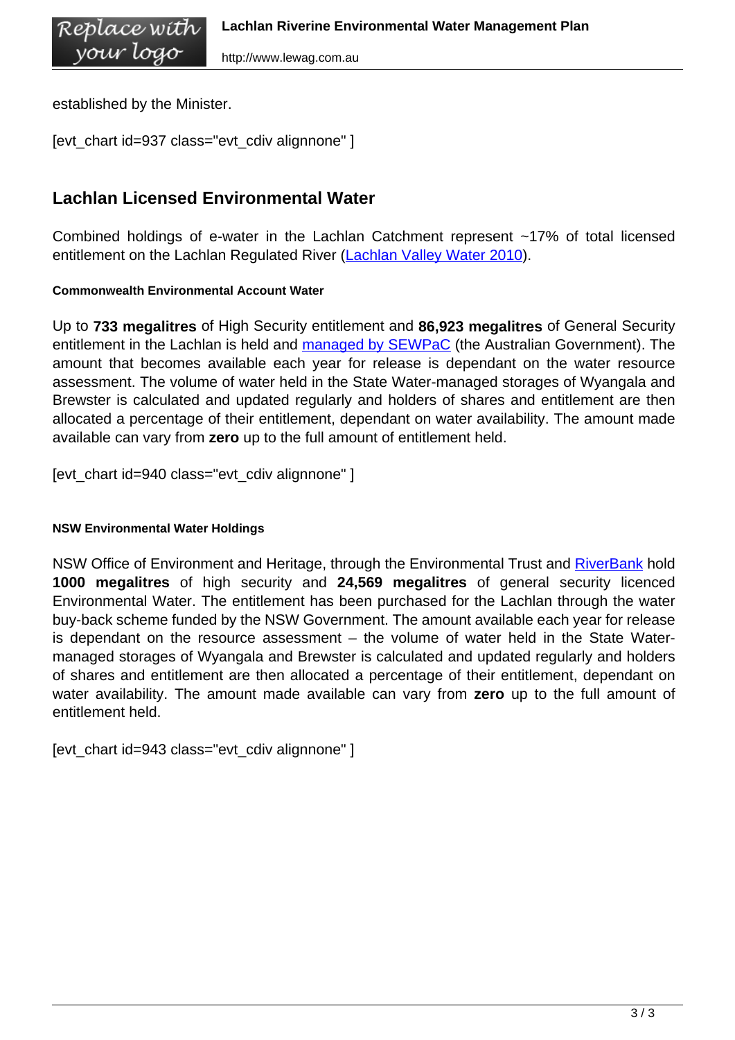established by the Minister.

[evt_chart id=937 class="evt_cdiv alignnone" ]

## Lachlan Licensed Environmental Water

Combined holdings of e-water in the Lachlan Catchment represent ~17% of total licensed entitlement on the Lachlan Regulated River ([Lachlan Valley Water 2010]).

#### Commonwealth Environmental Account Water

Up to **733 megalitres** of High Security entitlement and **86,923 megalitres** of General Security entitlement in the Lachlan is held and [managed by SEWPaC] (the Australian Government). The amount that becomes available each year for release is dependant on the water resource assessment. The volume of water held in the State Water-managed storages of Wyangala and Brewster is calculated and updated regularly and holders of shares and entitlement are then allocated a percentage of their entitlement, dependant on water availability. The amount made available can vary from **zero** up to the full amount of entitlement held.

[evt_chart id=940 class="evt_cdiv alignnone" ]

#### NSW Environmental Water Holdings

NSW Office of Environment and Heritage, through the Environmental Trust and [RiverBank] hold **1000 megalitres** of high security and **24,569 megalitres** of general security licenced Environmental Water. The entitlement has been purchased for the Lachlan through the water buy-back scheme funded by the NSW Government. The amount available each year for release is dependant on the resource assessment – the volume of water held in the State Water-managed storages of Wyangala and Brewster is calculated and updated regularly and holders of shares and entitlement are then allocated a percentage of their entitlement, dependant on water availability. The amount made available can vary from **zero** up to the full amount of entitlement held.

[evt_chart id=943 class="evt_cdiv alignnone" ]